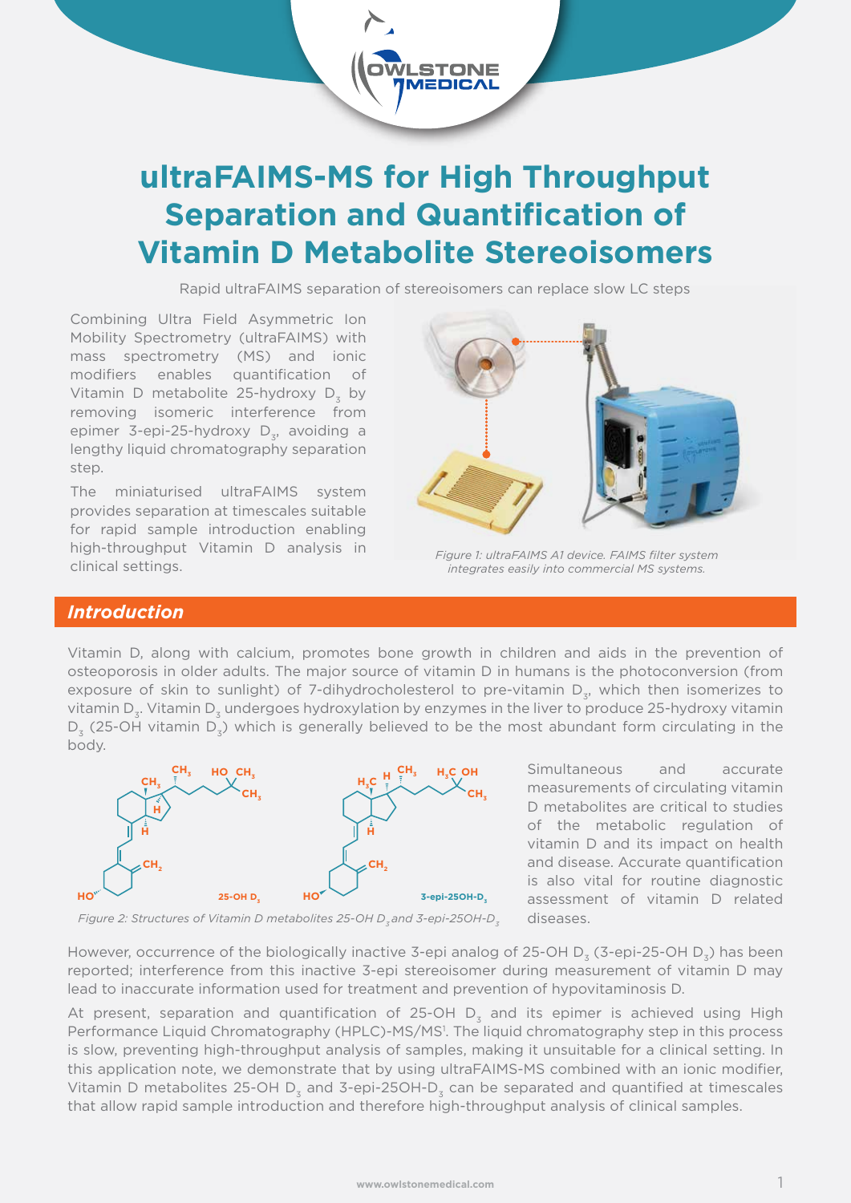// Owlstone Medical

# ultraFAIMS-MS for High Throughput Separation and Quantification of Vitamin D Metabolite Stereoisomers

Rapid ultraFAIMS separation of stereoisomers can replace slow LC steps

Combining Ultra Field Asymmetric Ion Mobility Spectrometry (ultraFAIMS) with mass spectrometry (MS) and ionic modifiers enables quantification of Vitamin D metabolite 25-hydroxy $D_3$ by removing isomeric interference from epimer 3-epi-25-hydroxy $D_3$, avoiding a lengthy liquid chromatography separation step.

The miniaturised ultraFAIMS system provides separation at timescales suitable for rapid sample introduction enabling high-throughput Vitamin D analysis in clinical settings.

*Figure 1: ultraFAIMS A1 device. FAIMS filter system integrates easily into commercial MS systems.*

## *Introduction*

Vitamin D, along with calcium, promotes bone growth in children and aids in the prevention of osteoporosis in older adults. The major source of vitamin D in humans is the photoconversion (from exposure of skin to sunlight) of 7-dihydrocholesterol to pre-vitamin $D_3$, which then isomerizes to vitamin $D_3$. Vitamin $D_3$ undergoes hydroxylation by enzymes in the liver to produce 25-hydroxy vitamin $D_3$ (25-OH vitamin $D_3$) which is generally believed to be the most abundant form circulating in the body.

*Figure 2: Structures of Vitamin D metabolites 25-OH $D_3$ and 3-epi-25OH-$D_3$*

Simultaneous and accurate measurements of circulating vitamin D metabolites are critical to studies of the metabolic regulation of vitamin D and its impact on health and disease. Accurate quantification is also vital for routine diagnostic assessment of vitamin D related diseases.

However, occurrence of the biologically inactive 3-epi analog of 25-OH $D_3$ (3-epi-25-OH $D_3$) has been reported; interference from this inactive 3-epi stereoisomer during measurement of vitamin D may lead to inaccurate information used for treatment and prevention of hypovitaminosis D.

At present, separation and quantification of 25-OH $D_3$ and its epimer is achieved using High Performance Liquid Chromatography (HPLC)-MS/MS[1]. The liquid chromatography step in this process is slow, preventing high-throughput analysis of samples, making it unsuitable for a clinical setting. In this application note, we demonstrate that by using ultraFAIMS-MS combined with an ionic modifier, Vitamin D metabolites 25-OH $D_3$ and 3-epi-25OH-$D_3$ can be separated and quantified at timescales that allow rapid sample introduction and therefore high-throughput analysis of clinical samples.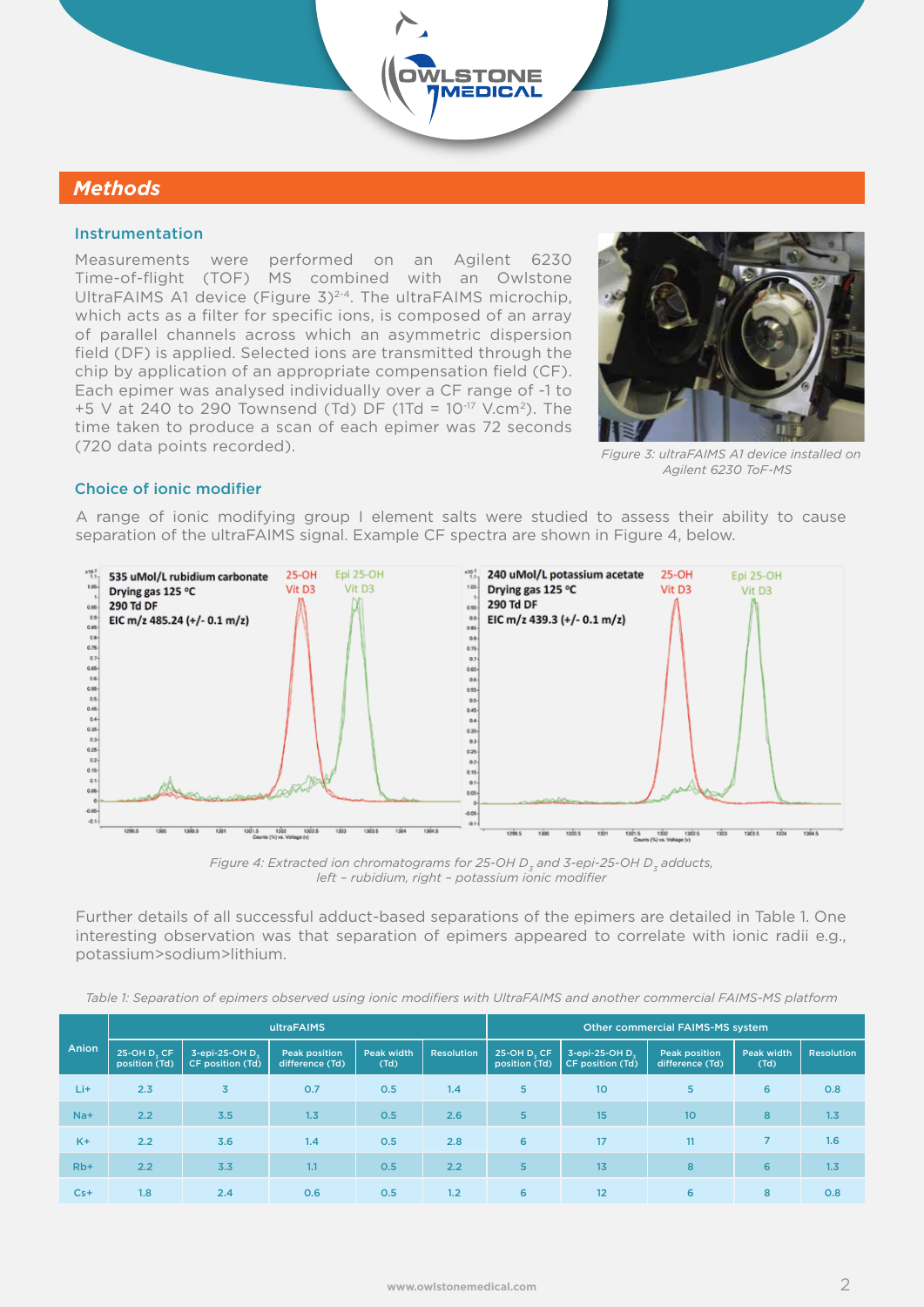## Methods

### Instrumentation

Measurements were performed on an Agilent 6230 Time-of-flight (TOF) MS combined with an Owlstone UltraFAIMS A1 device (Figure 3)[2-4]. The ultraFAIMS microchip, which acts as a filter for specific ions, is composed of an array of parallel channels across which an asymmetric dispersion field (DF) is applied. Selected ions are transmitted through the chip by application of an appropriate compensation field (CF). Each epimer was analysed individually over a CF range of -1 to +5 V at 240 to 290 Townsend (Td) DF (1Td = $10^{-17}$ V.cm$^2$). The time taken to produce a scan of each epimer was 72 seconds (720 data points recorded).

*Figure 3: ultraFAIMS A1 device installed on Agilent 6230 ToF-MS*

### Choice of ionic modifier

A range of ionic modifying group I element salts were studied to assess their ability to cause separation of the ultraFAIMS signal. Example CF spectra are shown in Figure 4, below.

*Figure 4: Extracted ion chromatograms for 25-OH $D_3$ and 3-epi-25-OH $D_3$ adducts, left – rubidium, right – potassium ionic modifier*

Further details of all successful adduct-based separations of the epimers are detailed in Table 1. One interesting observation was that separation of epimers appeared to correlate with ionic radii e.g., potassium>sodium>lithium.

*Table 1: Separation of epimers observed using ionic modifiers with UltraFAIMS and another commercial FAIMS-MS platform*

| Anion | ultraFAIMS | | | | | Other commercial FAIMS-MS system | | | | |
|---|---|---|---|---|---|---|---|---|---|---|
| | 25-OH $D_3$ CF position (Td) | 3-epi-25-OH $D_3$ CF position (Td) | Peak position difference (Td) | Peak width (Td) | Resolution | 25-OH $D_3$ CF position (Td) | 3-epi-25-OH $D_3$ CF position (Td) | Peak position difference (Td) | Peak width (Td) | Resolution |
| Li+ | 2.3 | 3 | 0.7 | 0.5 | 1.4 | 5 | 10 | 5 | 6 | 0.8 |
| Na+ | 2.2 | 3.5 | 1.3 | 0.5 | 2.6 | 5 | 15 | 10 | 8 | 1.3 |
| K+ | 2.2 | 3.6 | 1.4 | 0.5 | 2.8 | 6 | 17 | 11 | 7 | 1.6 |
| Rb+ | 2.2 | 3.3 | 1.1 | 0.5 | 2.2 | 5 | 13 | 8 | 6 | 1.3 |
| Cs+ | 1.8 | 2.4 | 0.6 | 0.5 | 1.2 | 6 | 12 | 6 | 8 | 0.8 |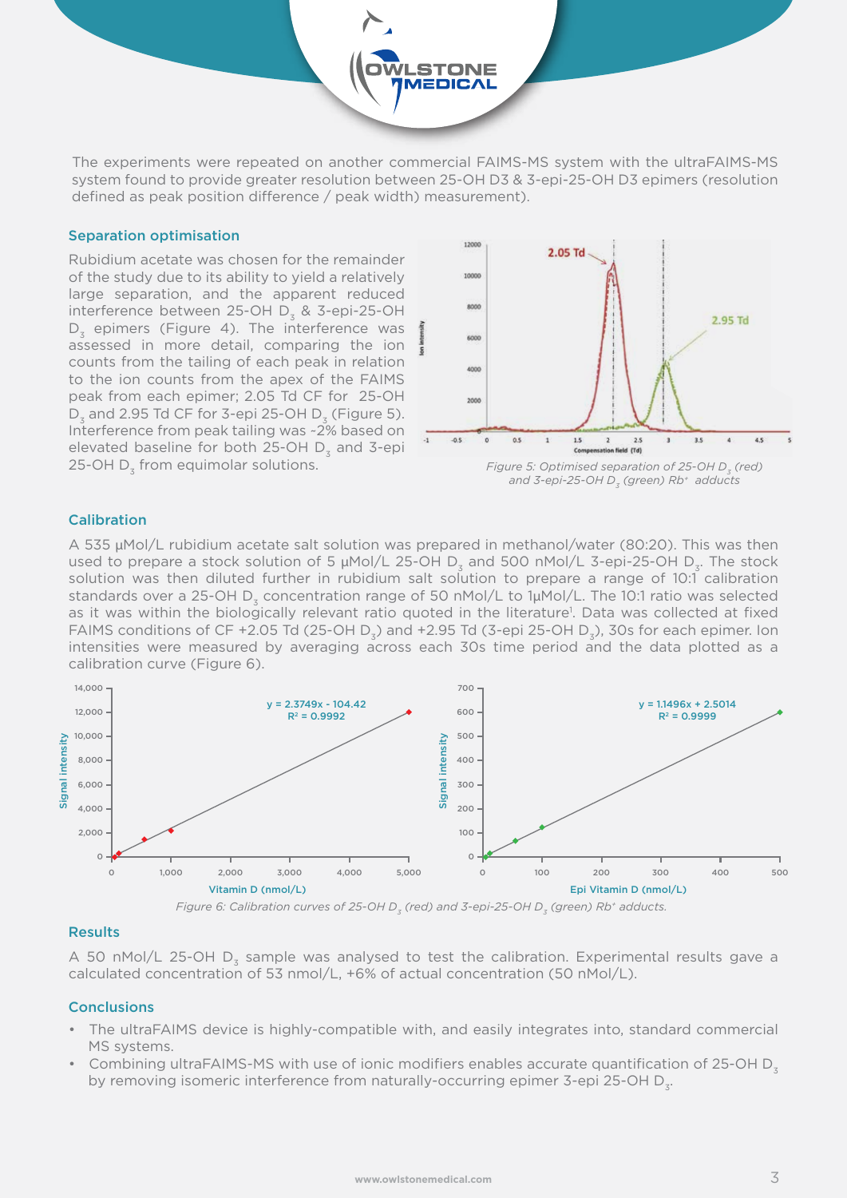The experiments were repeated on another commercial FAIMS-MS system with the ultraFAIMS-MS system found to provide greater resolution between 25-OH D3 & 3-epi-25-OH D3 epimers (resolution defined as peak position difference / peak width) measurement).

## Separation optimisation

Rubidium acetate was chosen for the remainder of the study due to its ability to yield a relatively large separation, and the apparent reduced interference between 25-OH $D_3$ & 3-epi-25-OH $D_3$ epimers (Figure 4). The interference was assessed in more detail, comparing the ion counts from the tailing of each peak in relation to the ion counts from the apex of the FAIMS peak from each epimer; 2.05 Td CF for 25-OH $D_3$ and 2.95 Td CF for 3-epi 25-OH $D_3$ (Figure 5). Interference from peak tailing was ~2% based on elevated baseline for both 25-OH $D_3$ and 3-epi 25-OH $D_3$ from equimolar solutions.

*Figure 5: Optimised separation of 25-OH $D_3$ (red) and 3-epi-25-OH $D_3$ (green) $Rb^+$ adducts*

## Calibration

A 535 µMol/L rubidium acetate salt solution was prepared in methanol/water (80:20). This was then used to prepare a stock solution of 5 µMol/L 25-OH $D_3$ and 500 nMol/L 3-epi-25-OH $D_3$. The stock solution was then diluted further in rubidium salt solution to prepare a range of 10:1 calibration standards over a 25-OH $D_3$ concentration range of 50 nMol/L to 1µMol/L. The 10:1 ratio was selected as it was within the biologically relevant ratio quoted in the literature[1]. Data was collected at fixed FAIMS conditions of CF +2.05 Td (25-OH $D_3$) and +2.95 Td (3-epi 25-OH $D_3$), 30s for each epimer. Ion intensities were measured by averaging across each 30s time period and the data plotted as a calibration curve (Figure 6).

*Figure 6: Calibration curves of 25-OH $D_3$ (red) and 3-epi-25-OH $D_3$ (green) $Rb^+$ adducts.*

## Results

A 50 nMol/L 25-OH $D_3$ sample was analysed to test the calibration. Experimental results gave a calculated concentration of 53 nmol/L, +6% of actual concentration (50 nMol/L).

## Conclusions

- The ultraFAIMS device is highly-compatible with, and easily integrates into, standard commercial MS systems.
- Combining ultraFAIMS-MS with use of ionic modifiers enables accurate quantification of 25-OH $D_3$ by removing isomeric interference from naturally-occurring epimer 3-epi 25-OH $D_3$.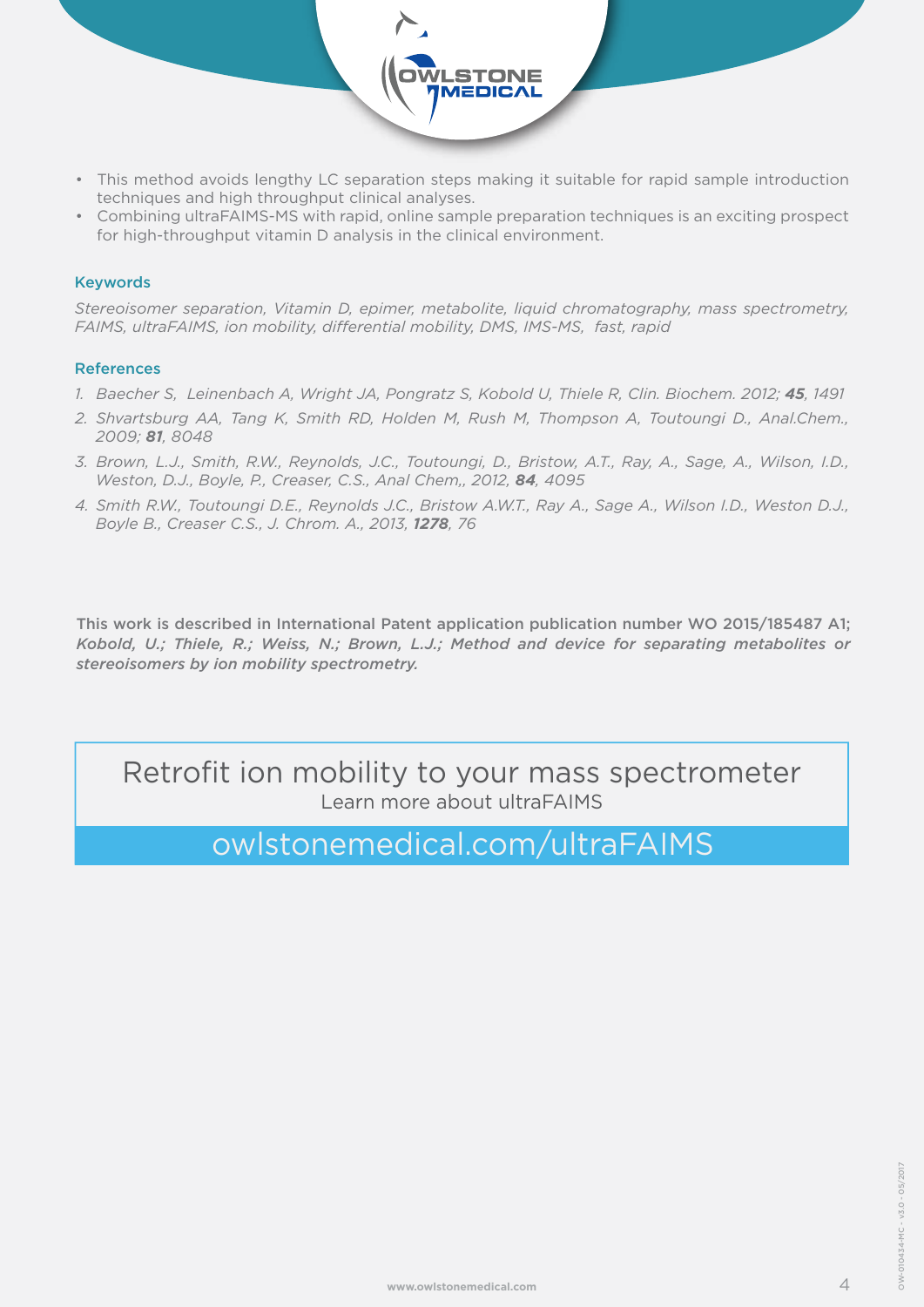- This method avoids lengthy LC separation steps making it suitable for rapid sample introduction techniques and high throughput clinical analyses.
- Combining ultraFAIMS-MS with rapid, online sample preparation techniques is an exciting prospect for high-throughput vitamin D analysis in the clinical environment.

### Keywords

*Stereoisomer separation, Vitamin D, epimer, metabolite, liquid chromatography, mass spectrometry, FAIMS, ultraFAIMS, ion mobility, differential mobility, DMS, IMS-MS, fast, rapid*

### References

1. *Baecher S, Leinenbach A, Wright JA, Pongratz S, Kobold U, Thiele R, Clin. Biochem. 2012;* ***45****, 1491*
2. *Shvartsburg AA, Tang K, Smith RD, Holden M, Rush M, Thompson A, Toutoungi D., Anal.Chem., 2009;* ***81****, 8048*
3. *Brown, L.J., Smith, R.W., Reynolds, J.C., Toutoungi, D., Bristow, A.T., Ray, A., Sage, A., Wilson, I.D., Weston, D.J., Boyle, P., Creaser, C.S., Anal Chem,, 2012,* ***84****, 4095*
4. *Smith R.W., Toutoungi D.E., Reynolds J.C., Bristow A.W.T., Ray A., Sage A., Wilson I.D., Weston D.J., Boyle B., Creaser C.S., J. Chrom. A., 2013,* ***1278****, 76*

**This work is described in International Patent application publication number WO 2015/185487 A1;** ***Kobold, U.; Thiele, R.; Weiss, N.; Brown, L.J.; Method and device for separating metabolites or stereoisomers by ion mobility spectrometry.***

Retrofit ion mobility to your mass spectrometer

Learn more about ultraFAIMS

owlstonemedical.com/ultraFAIMS

OW-010434-MC - v3.0 - 05/2017